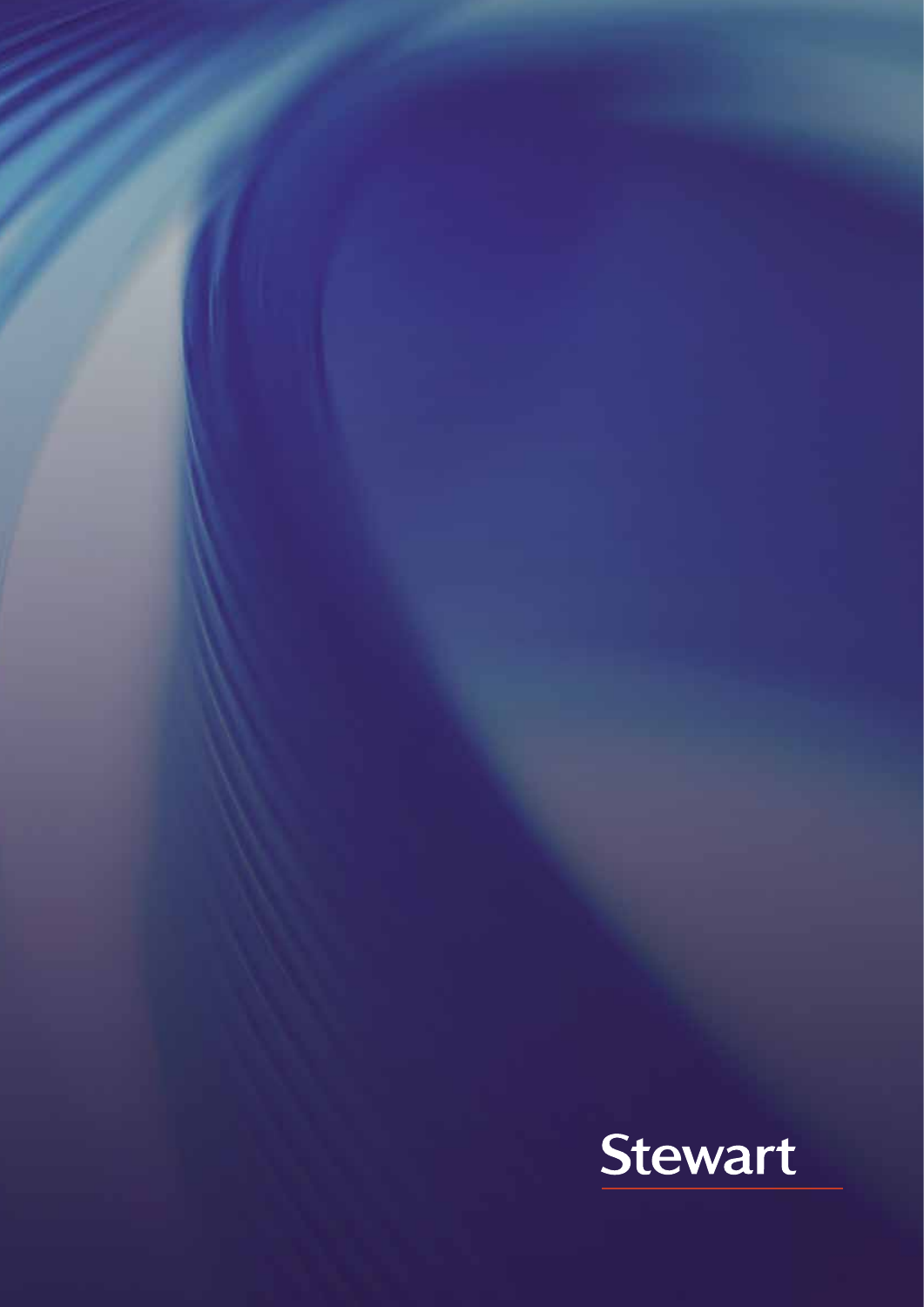Stewart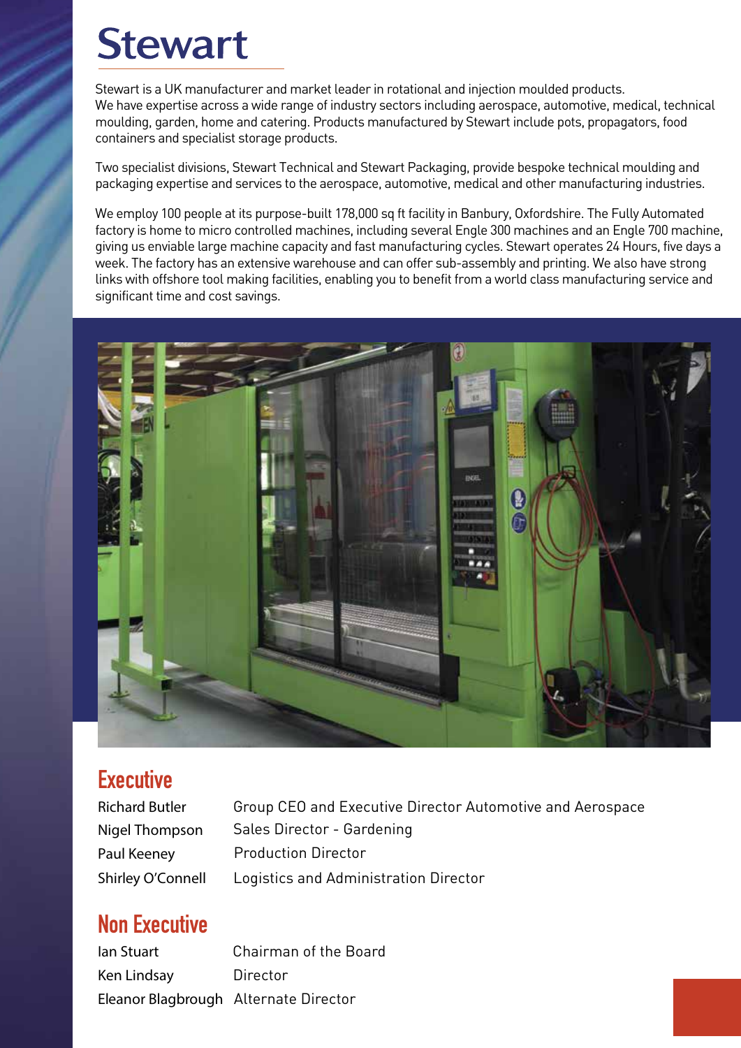# Stewart

Stewart is a UK manufacturer and market leader in rotational and injection moulded products. We have expertise across a wide range of industry sectors including aerospace, automotive, medical, technical moulding, garden, home and catering. Products manufactured by Stewart include pots, propagators, food containers and specialist storage products.

Two specialist divisions, Stewart Technical and Stewart Packaging, provide bespoke technical moulding and packaging expertise and services to the aerospace, automotive, medical and other manufacturing industries.

We employ 100 people at its purpose-built 178,000 sq ft facility in Banbury, Oxfordshire. The Fully Automated factory is home to micro controlled machines, including several Engle 300 machines and an Engle 700 machine, giving us enviable large machine capacity and fast manufacturing cycles. Stewart operates 24 Hours, five days a week. The factory has an extensive warehouse and can offer sub-assembly and printing. We also have strong links with offshore tool making facilities, enabling you to benefit from a world class manufacturing service and significant time and cost savings.

## Executive

| | |
|---|---|
| Richard Butler | Group CEO and Executive Director Automotive and Aerospace |
| Nigel Thompson | Sales Director - Gardening |
| Paul Keeney | Production Director |
| Shirley O'Connell | Logistics and Administration Director |

## Non Executive

| | |
|---|---|
| Ian Stuart | Chairman of the Board |
| Ken Lindsay | Director |
| Eleanor Blagbrough | Alternate Director |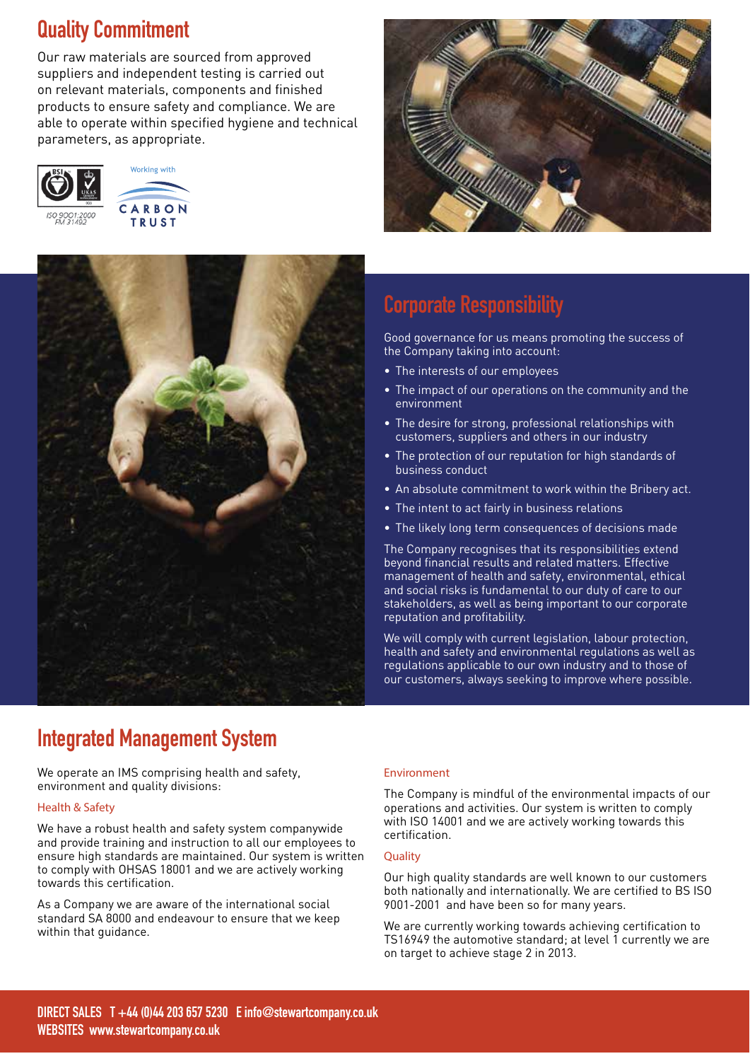## Quality Commitment

Our raw materials are sourced from approved suppliers and independent testing is carried out on relevant materials, components and finished products to ensure safety and compliance. We are able to operate within specified hygiene and technical parameters, as appropriate.

ISO 9001:2000
FM 31492

Working with CARBON TRUST

## Corporate Responsibility

Good governance for us means promoting the success of the Company taking into account:

- The interests of our employees
- The impact of our operations on the community and the environment
- The desire for strong, professional relationships with customers, suppliers and others in our industry
- The protection of our reputation for high standards of business conduct
- An absolute commitment to work within the Bribery act.
- The intent to act fairly in business relations
- The likely long term consequences of decisions made

The Company recognises that its responsibilities extend beyond financial results and related matters. Effective management of health and safety, environmental, ethical and social risks is fundamental to our duty of care to our stakeholders, as well as being important to our corporate reputation and profitability.

We will comply with current legislation, labour protection, health and safety and environmental regulations as well as regulations applicable to our own industry and to those of our customers, always seeking to improve where possible.

## Integrated Management System

We operate an IMS comprising health and safety, environment and quality divisions:

### Health & Safety

We have a robust health and safety system companywide and provide training and instruction to all our employees to ensure high standards are maintained. Our system is written to comply with OHSAS 18001 and we are actively working towards this certification.

As a Company we are aware of the international social standard SA 8000 and endeavour to ensure that we keep within that guidance.

### Environment

The Company is mindful of the environmental impacts of our operations and activities. Our system is written to comply with ISO 14001 and we are actively working towards this certification.

### Quality

Our high quality standards are well known to our customers both nationally and internationally. We are certified to BS ISO 9001-2001 and have been so for many years.

We are currently working towards achieving certification to TS16949 the automotive standard; at level 1 currently we are on target to achieve stage 2 in 2013.

**DIRECT SALES T +44 (0)44 203 657 5230 E info@stewartcompany.co.uk**
**WEBSITES www.stewartcompany.co.uk**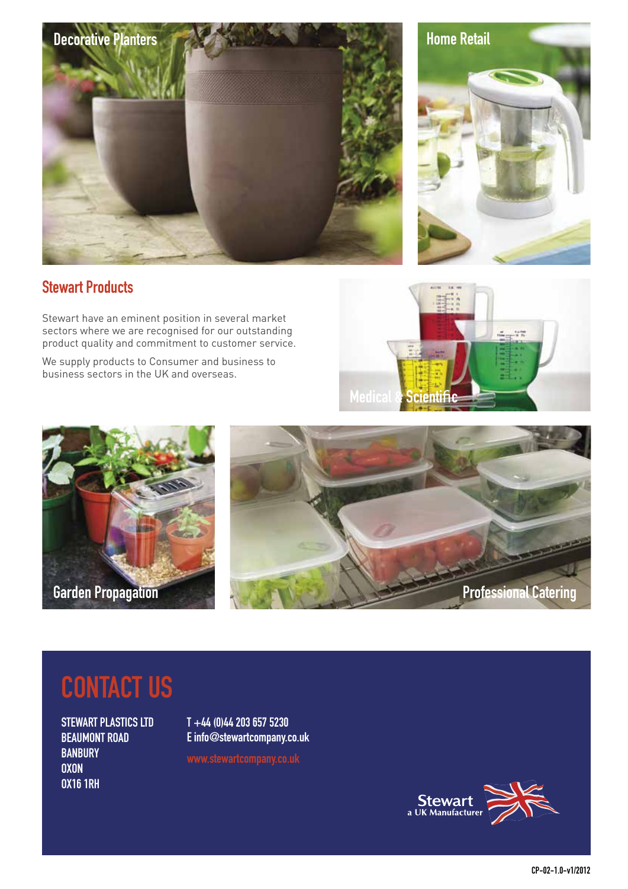Decorative Planters

Home Retail

## Stewart Products

Stewart have an eminent position in several market sectors where we are recognised for our outstanding product quality and commitment to customer service.

We supply products to Consumer and business to business sectors in the UK and overseas.

Medical & Scientific

Garden Propagation

Professional Catering

# CONTACT US

STEWART PLASTICS LTD
BEAUMONT ROAD
BANBURY
OXON
OX16 1RH

T +44 (0)44 203 657 5230
E info@stewartcompany.co.uk
www.stewartcompany.co.uk

Stewart
a UK Manufacturer

CP-02-1.0-v1/2012